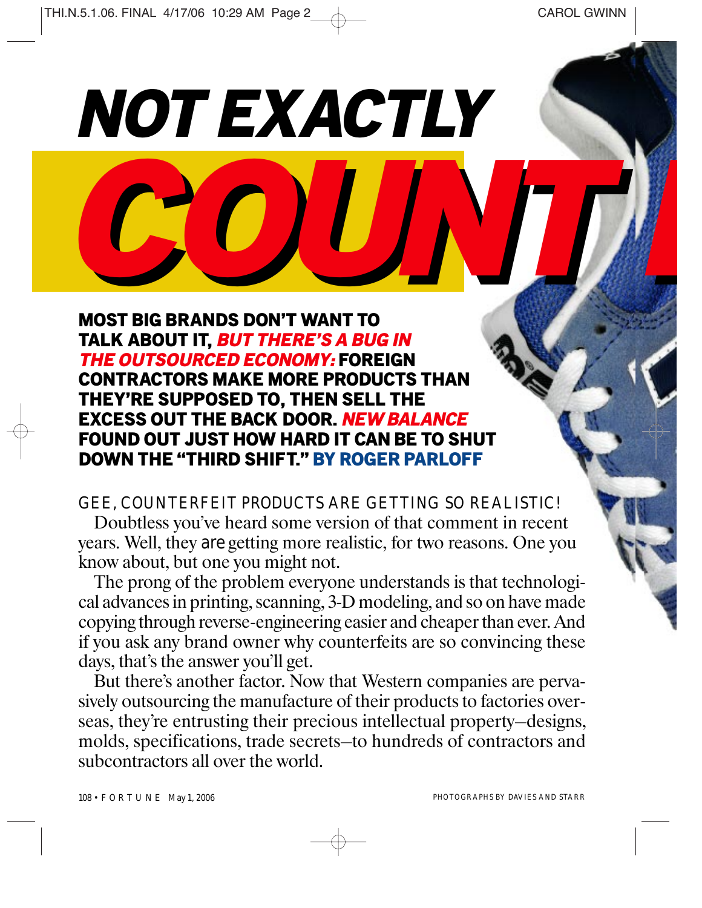# NOT EXACTLY COUNT

**MOST BIG BRANDS DON'T WANT TO TALK ABOUT IT, *BUT THERE'S A BUG IN THE OUTSOURCED ECONOMY:* FOREIGN CONTRACTORS MAKE MORE PRODUCTS THAN THEY'RE SUPPOSED TO, THEN SELL THE EXCESS OUT THE BACK DOOR. *NEW BALANCE* FOUND OUT JUST HOW HARD IT CAN BE TO SHUT DOWN THE "THIRD SHIFT." BY ROGER PARLOFF**

GEE, COUNTERFEIT PRODUCTS ARE GETTING SO REALISTIC! Doubtless you've heard some version of that comment in recent years. Well, they *are* getting more realistic, for two reasons. One you know about, but one you might not.

The prong of the problem everyone understands is that technological advances in printing, scanning, 3-D modeling, and so on have made copying through reverse-engineering easier and cheaper than ever. And if you ask any brand owner why counterfeits are so convincing these days, that's the answer you'll get.

But there's another factor. Now that Western companies are pervasively outsourcing the manufacture of their products to factories overseas, they're entrusting their precious intellectual property—designs, molds, specifications, trade secrets—to hundreds of contractors and subcontractors all over the world.

PHOTOGRAPHS BY DAVIES AND STARR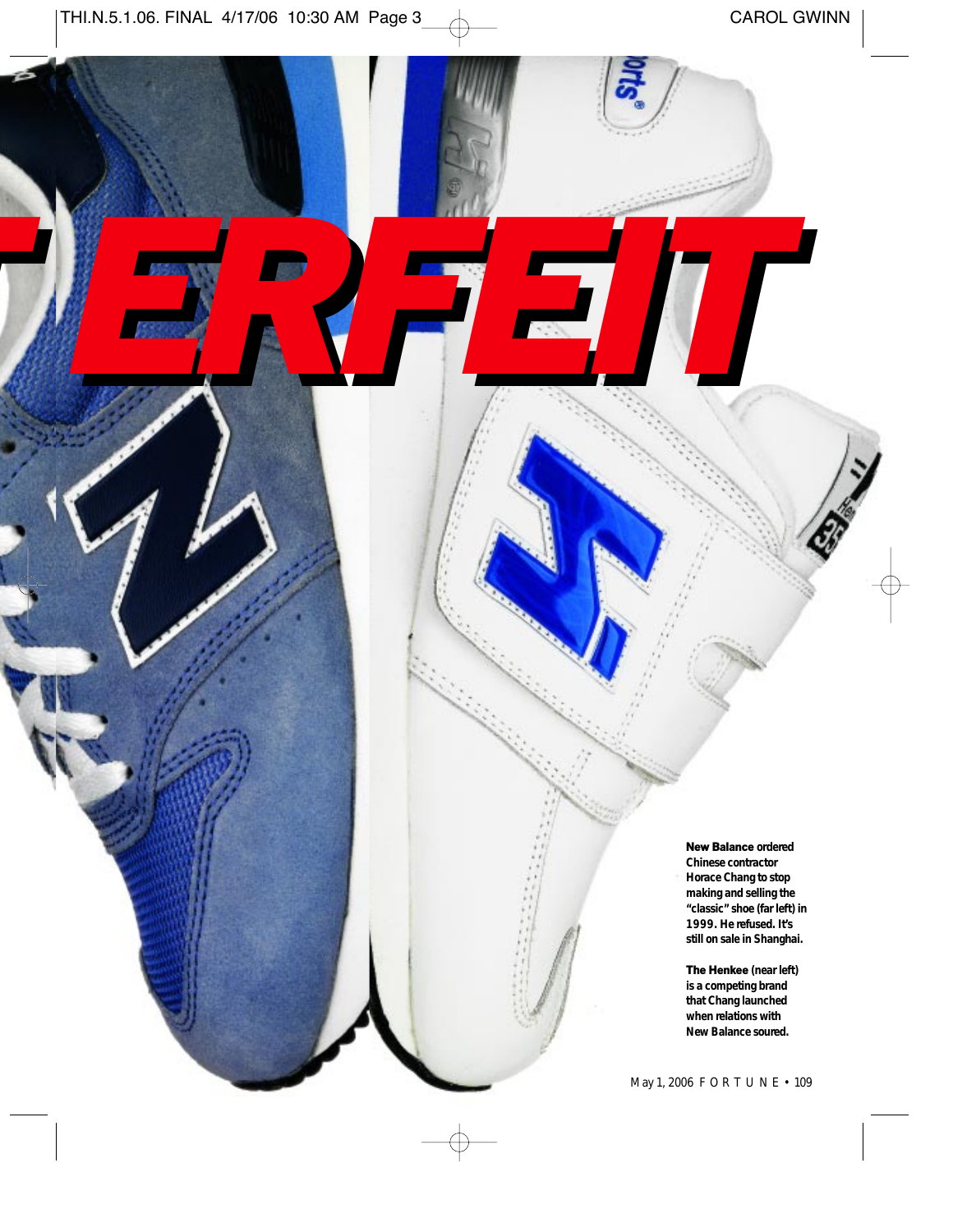# ERFEIT

**New Balance** ordered Chinese contractor Horace Chang to stop making and selling the "classic" shoe (far left) in 1999. He refused. It's still on sale in Shanghai.

**The Henkee** (near left) is a competing brand that Chang launched when relations with New Balance soured.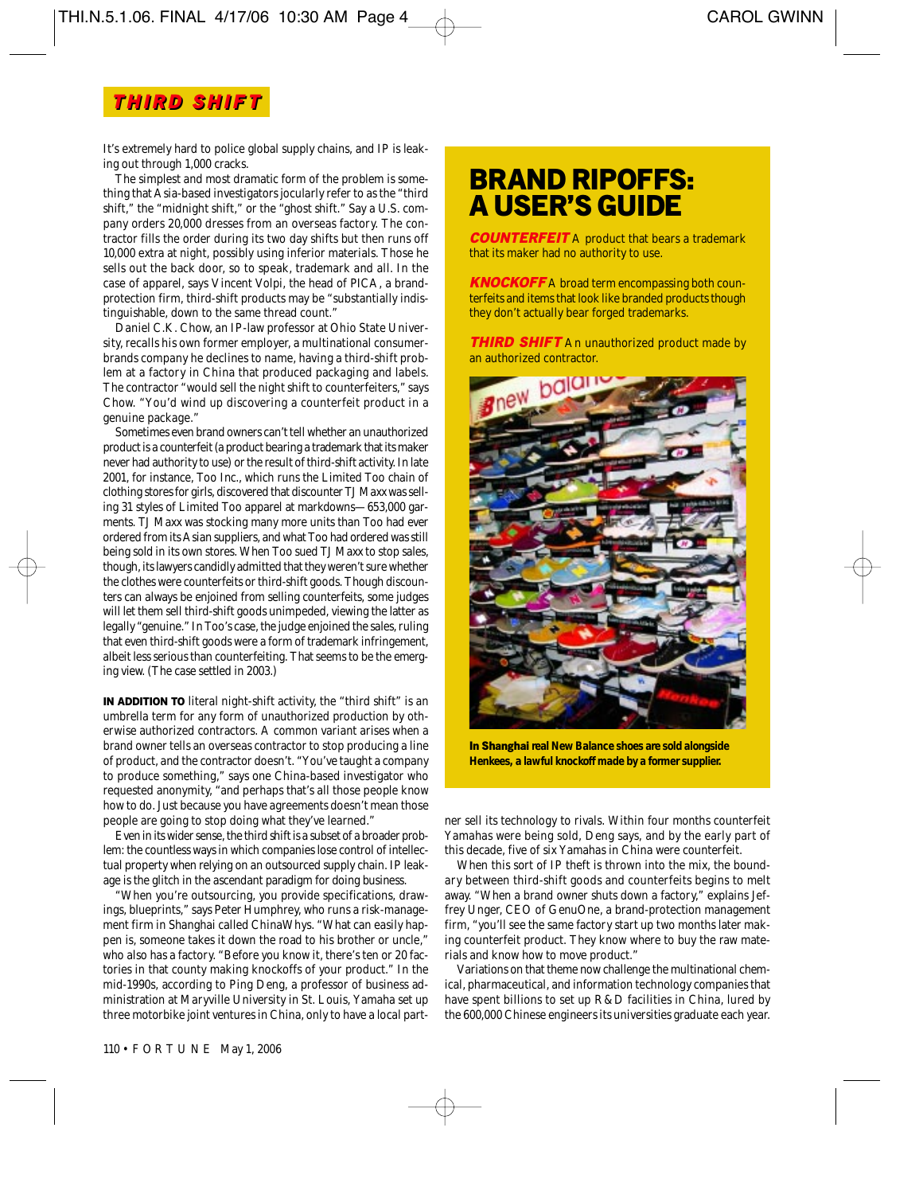## THIRD SHIFT

It's extremely hard to police global supply chains, and IP is leaking out through 1,000 cracks.

The simplest and most dramatic form of the problem is something that Asia-based investigators jocularly refer to as the "third shift," the "midnight shift," or the "ghost shift." Say a U.S. company orders 20,000 dresses from an overseas factory. The contractor fills the order during its two day shifts but then runs off 10,000 extra at night, possibly using inferior materials. Those he sells out the back door, so to speak, trademark and all. In the case of apparel, says Vincent Volpi, the head of PICA, a brand-protection firm, third-shift products may be "substantially indistinguishable, down to the same thread count."

Daniel C.K. Chow, an IP-law professor at Ohio State University, recalls his own former employer, a multinational consumer-brands company he declines to name, having a third-shift problem at a factory in China that produced packaging and labels. The contractor "would sell the night shift to counterfeiters," says Chow. "You'd wind up discovering a counterfeit product in a genuine package."

Sometimes even brand owners can't tell whether an unauthorized product is a counterfeit (a product bearing a trademark that its maker never had authority to use) or the result of third-shift activity. In late 2001, for instance, Too Inc., which runs the Limited Too chain of clothing stores for girls, discovered that discounter TJ Maxx was selling 31 styles of Limited Too apparel at markdowns—653,000 garments. TJ Maxx was stocking many more units than Too had ever ordered from its Asian suppliers, and what Too had ordered was still being sold in its own stores. When Too sued TJ Maxx to stop sales, though, its lawyers candidly admitted that they weren't sure whether the clothes were counterfeits or third-shift goods. Though discounters can always be enjoined from selling counterfeits, some judges will let them sell third-shift goods unimpeded, viewing the latter as legally "genuine." In Too's case, the judge enjoined the sales, ruling that even third-shift goods were a form of trademark infringement, albeit less serious than counterfeiting. That seems to be the emerging view. (The case settled in 2003.)

**IN ADDITION TO** literal night-shift activity, the "third shift" is an umbrella term for any form of unauthorized production by otherwise authorized contractors. A common variant arises when a brand owner tells an overseas contractor to stop producing a line of product, and the contractor doesn't. "You've taught a company to produce something," says one China-based investigator who requested anonymity, "and perhaps that's all those people know how to do. Just because you have agreements doesn't mean those people are going to stop doing what they've learned."

Even in its wider sense, the third shift is a subset of a broader problem: the countless ways in which companies lose control of intellectual property when relying on an outsourced supply chain. IP leakage is the glitch in the ascendant paradigm for doing business.

"When you're outsourcing, you provide specifications, drawings, blueprints," says Peter Humphrey, who runs a risk-management firm in Shanghai called ChinaWhys. "What can easily happen is, someone takes it down the road to his brother or uncle," who also has a factory. "Before you know it, there's ten or 20 factories in that county making knockoffs of your product." In the mid-1990s, according to Ping Deng, a professor of business administration at Maryville University in St. Louis, Yamaha set up three motorbike joint ventures in China, only to have a local partner sell its technology to rivals. Within four months counterfeit Yamahas were being sold, Deng says, and by the early part of this decade, five of six Yamahas in China were counterfeit.

When this sort of IP theft is thrown into the mix, the boundary between third-shift goods and counterfeits begins to melt away. "When a brand owner shuts down a factory," explains Jeffrey Unger, CEO of GenuOne, a brand-protection management firm, "you'll see the same factory start up two months later making counterfeit product. They know where to buy the raw materials and know how to move product."

Variations on that theme now challenge the multinational chemical, pharmaceutical, and information technology companies that have spent billions to set up R&D facilities in China, lured by the 600,000 Chinese engineers its universities graduate each year.

## BRAND RIPOFFS: A USER'S GUIDE

**COUNTERFEIT** A product that bears a trademark that its maker had no authority to use.

**KNOCKOFF** A broad term encompassing both counterfeits and items that look like branded products though they don't actually bear forged trademarks.

**THIRD SHIFT** An unauthorized product made by an authorized contractor.

**In Shanghai real New Balance shoes are sold alongside Henkees, a lawful knockoff made by a former supplier.**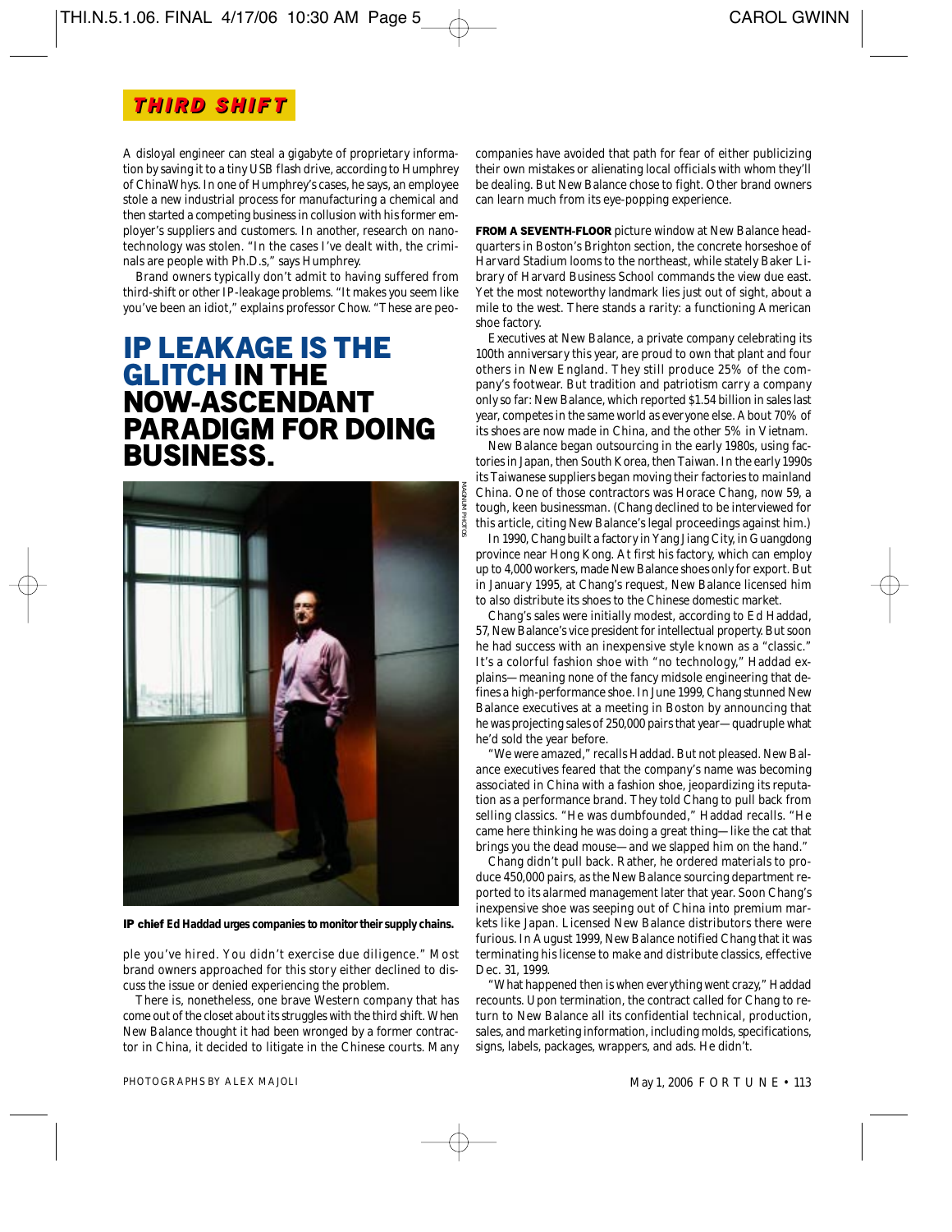**THIRD SHIFT**

A disloyal engineer can steal a gigabyte of proprietary information by saving it to a tiny USB flash drive, according to Humphrey of ChinaWhys. In one of Humphrey's cases, he says, an employee stole a new industrial process for manufacturing a chemical and then started a competing business in collusion with his former employer's suppliers and customers. In another, research on nanotechnology was stolen. "In the cases I've dealt with, the criminals are people with Ph.D.s," says Humphrey.

Brand owners typically don't admit to having suffered from third-shift or other IP-leakage problems. "It makes you seem like you've been an idiot," explains professor Chow. "These are people you've hired. You didn't exercise due diligence." Most brand owners approached for this story either declined to discuss the issue or denied experiencing the problem.

## IP LEAKAGE IS THE GLITCH IN THE NOW-ASCENDANT PARADIGM FOR DOING BUSINESS.

**IP chief** Ed Haddad urges companies to monitor their supply chains.

There is, nonetheless, one brave Western company that has come out of the closet about its struggles with the third shift. When New Balance thought it had been wronged by a former contractor in China, it decided to litigate in the Chinese courts. Many companies have avoided that path for fear of either publicizing their own mistakes or alienating local officials with whom they'll be dealing. But New Balance chose to fight. Other brand owners can learn much from its eye-popping experience.

**FROM A SEVENTH-FLOOR** picture window at New Balance headquarters in Boston's Brighton section, the concrete horseshoe of Harvard Stadium looms to the northeast, while stately Baker Library of Harvard Business School commands the view due east. Yet the most noteworthy landmark lies just out of sight, about a mile to the west. There stands a rarity: a functioning American shoe factory.

Executives at New Balance, a private company celebrating its 100th anniversary this year, are proud to own that plant and four others in New England. They still produce 25% of the company's footwear. But tradition and patriotism carry a company only so far: New Balance, which reported $1.54 billion in sales last year, competes in the same world as everyone else. About 70% of its shoes are now made in China, and the other 5% in Vietnam.

New Balance began outsourcing in the early 1980s, using factories in Japan, then South Korea, then Taiwan. In the early 1990s its Taiwanese suppliers began moving their factories to mainland China. One of those contractors was Horace Chang, now 59, a tough, keen businessman. (Chang declined to be interviewed for this article, citing New Balance's legal proceedings against him.)

In 1990, Chang built a factory in Yang Jiang City, in Guangdong province near Hong Kong. At first his factory, which can employ up to 4,000 workers, made New Balance shoes only for export. But in January 1995, at Chang's request, New Balance licensed him to also distribute its shoes to the Chinese domestic market.

Chang's sales were initially modest, according to Ed Haddad, 57, New Balance's vice president for intellectual property. But soon he had success with an inexpensive style known as a "classic." It's a colorful fashion shoe with "no technology," Haddad explains—meaning none of the fancy midsole engineering that defines a high-performance shoe. In June 1999, Chang stunned New Balance executives at a meeting in Boston by announcing that he was projecting sales of 250,000 pairs that year—quadruple what he'd sold the year before.

"We were amazed," recalls Haddad. But not pleased. New Balance executives feared that the company's name was becoming associated in China with a fashion shoe, jeopardizing its reputation as a performance brand. They told Chang to pull back from selling classics. "He was dumbfounded," Haddad recalls. "He came here thinking he was doing a great thing—like the cat that brings you the dead mouse—and we slapped him on the hand."

Chang didn't pull back. Rather, he ordered materials to produce 450,000 pairs, as the New Balance sourcing department reported to its alarmed management later that year. Soon Chang's inexpensive shoe was seeping out of China into premium markets like Japan. Licensed New Balance distributors there were furious. In August 1999, New Balance notified Chang that it was terminating his license to make and distribute classics, effective Dec. 31, 1999.

"What happened then is when everything went crazy," Haddad recounts. Upon termination, the contract called for Chang to return to New Balance all its confidential technical, production, sales, and marketing information, including molds, specifications, signs, labels, packages, wrappers, and ads. He didn't.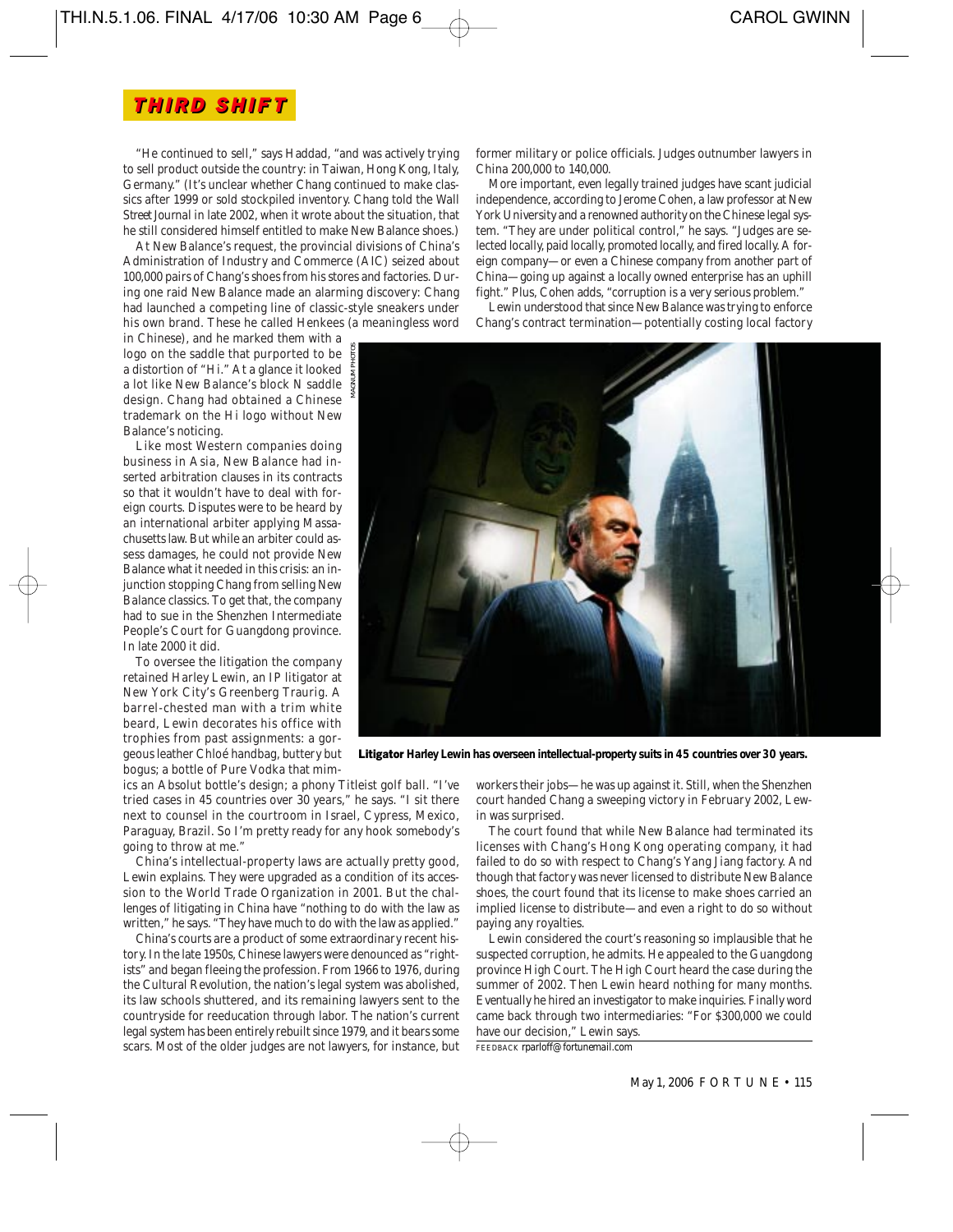THIRD SHIFT

"He continued to sell," says Haddad, "and was actively trying to sell product outside the country: in Taiwan, Hong Kong, Italy, Germany." (It's unclear whether Chang continued to make classics after 1999 or sold stockpiled inventory. Chang told the *Wall Street Journal* in late 2002, when it wrote about the situation, that he still considered himself entitled to make New Balance shoes.)

At New Balance's request, the provincial divisions of China's Administration of Industry and Commerce (AIC) seized about 100,000 pairs of Chang's shoes from his stores and factories. During one raid New Balance made an alarming discovery: Chang had launched a competing line of classic-style sneakers under his own brand. These he called Henkees (a meaningless word in Chinese), and he marked them with a logo on the saddle that purported to be a distortion of "Hi." At a glance it looked a lot like New Balance's block N saddle design. Chang had obtained a Chinese trademark on the Hi logo without New Balance's noticing.

Like most Western companies doing business in Asia, New Balance had inserted arbitration clauses in its contracts so that it wouldn't have to deal with foreign courts. Disputes were to be heard by an international arbiter applying Massachusetts law. But while an arbiter could assess damages, he could not provide New Balance what it needed in this crisis: an injunction stopping Chang from selling New Balance classics. To get that, the company had to sue in the Shenzhen Intermediate People's Court for Guangdong province. In late 2000 it did.

To oversee the litigation the company retained Harley Lewin, an IP litigator at New York City's Greenberg Traurig. A barrel-chested man with a trim white beard, Lewin decorates his office with trophies from past assignments: a gorgeous leather Chloé handbag, buttery but bogus; a bottle of Pure Vodka that mimics an Absolut bottle's design; a phony Titleist golf ball. "I've tried cases in 45 countries over 30 years," he says. "I sit there next to counsel in the courtroom in Israel, Cypress, Mexico, Paraguay, Brazil. So I'm pretty ready for any hook somebody's going to throw at me."

China's intellectual-property laws are actually pretty good, Lewin explains. They were upgraded as a condition of its accession to the World Trade Organization in 2001. But the challenges of litigating in China have "nothing to do with the law as written," he says. "They have much to do with the law as applied."

China's courts are a product of some extraordinary recent history. In the late 1950s, Chinese lawyers were denounced as "rightists" and began fleeing the profession. From 1966 to 1976, during the Cultural Revolution, the nation's legal system was abolished, its law schools shuttered, and its remaining lawyers sent to the countryside for reeducation through labor. The nation's current legal system has been entirely rebuilt since 1979, and it bears some scars. Most of the older judges are not lawyers, for instance, but former military or police officials. Judges outnumber lawyers in China 200,000 to 140,000.

More important, even legally trained judges have scant judicial independence, according to Jerome Cohen, a law professor at New York University and a renowned authority on the Chinese legal system. "They are under political control," he says. "Judges are selected locally, paid locally, promoted locally, and fired locally. A foreign company—or even a Chinese company from another part of China—going up against a locally owned enterprise has an uphill fight." Plus, Cohen adds, "corruption is a very serious problem."

Lewin understood that since New Balance was trying to enforce Chang's contract termination—potentially costing local factory workers their jobs—he was up against it. Still, when the Shenzhen court handed Chang a sweeping victory in February 2002, Lewin was surprised.

**Litigator** Harley Lewin has overseen intellectual-property suits in 45 countries over 30 years.

The court found that while New Balance had terminated its licenses with Chang's Hong Kong operating company, it had failed to do so with respect to Chang's Yang Jiang factory. And though that factory was never licensed to distribute New Balance shoes, the court found that its license to make shoes carried an implied license to distribute—and even a right to do so without paying any royalties.

Lewin considered the court's reasoning so implausible that he suspected corruption, he admits. He appealed to the Guangdong province High Court. The High Court heard the case during the summer of 2002. Then Lewin heard nothing for many months. Eventually he hired an investigator to make inquiries. Finally word came back through two intermediaries: "For $300,000 we could have our decision," Lewin says.

FEEDBACK rparloff@fortunemail.com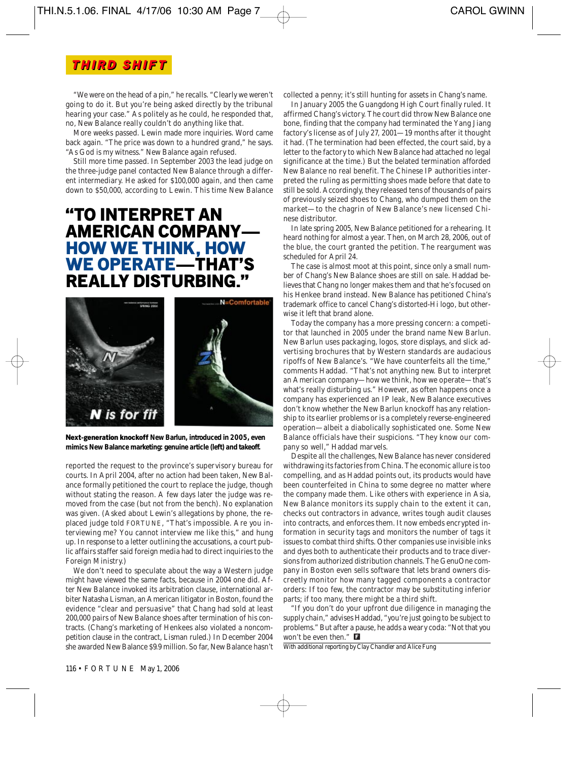THIRD SHIFT

"We were on the head of a pin," he recalls. "Clearly we weren't going to do it. But you're being asked directly by the tribunal hearing your case." As politely as he could, he responded that, no, New Balance really couldn't do anything like that.

More weeks passed. Lewin made more inquiries. Word came back again. "The price was down to a hundred grand," he says. "As God is my witness." New Balance again refused.

Still more time passed. In September 2003 the lead judge on the three-judge panel contacted New Balance through a different intermediary. He asked for $100,000 again, and then came down to $50,000, according to Lewin. This time New Balance reported the request to the province's supervisory bureau for courts. In April 2004, after no action had been taken, New Balance formally petitioned the court to replace the judge, though without stating the reason. A few days later the judge was removed from the case (but not from the bench). No explanation was given. (Asked about Lewin's allegations by phone, the replaced judge told FORTUNE, "That's impossible. Are you interviewing me? You cannot interview me like this," and hung up. In response to a letter outlining the accusations, a court public affairs staffer said foreign media had to direct inquiries to the Foreign Ministry.)

## "TO INTERPRET AN AMERICAN COMPANY—HOW WE THINK, HOW WE OPERATE—THAT'S REALLY DISTURBING."

N is for fit

N=Comfortable

**Next-generation knockoff** New Barlun, introduced in 2005, even mimics New Balance marketing: genuine article (left) and takeoff.

We don't need to speculate about the way a Western judge might have viewed the same facts, because in 2004 one did. After New Balance invoked its arbitration clause, international arbiter Natasha Lisman, an American litigator in Boston, found the evidence "clear and persuasive" that Chang had sold at least 200,000 pairs of New Balance shoes after termination of his contracts. (Chang's marketing of Henkees also violated a noncompetition clause in the contract, Lisman ruled.) In December 2004 she awarded New Balance $9.9 million. So far, New Balance hasn't collected a penny; it's still hunting for assets in Chang's name.

In January 2005 the Guangdong High Court finally ruled. It affirmed Chang's victory. The court did throw New Balance one bone, finding that the company had terminated the Yang Jiang factory's license as of July 27, 2001—19 months after it thought it had. (The termination had been effected, the court said, by a letter to the factory to which New Balance had attached no legal significance at the time.) But the belated termination afforded New Balance no real benefit. The Chinese IP authorities interpreted the ruling as permitting shoes made before that date to still be sold. Accordingly, they released tens of thousands of pairs of previously seized shoes to Chang, who dumped them on the market—to the chagrin of New Balance's new licensed Chinese distributor.

In late spring 2005, New Balance petitioned for a rehearing. It heard nothing for almost a year. Then, on March 28, 2006, out of the blue, the court granted the petition. The reargument was scheduled for April 24.

The case is almost moot at this point, since only a small number of Chang's New Balance shoes are still on sale. Haddad believes that Chang no longer makes them and that he's focused on his Henkee brand instead. New Balance has petitioned China's trademark office to cancel Chang's distorted-Hi logo, but otherwise it left that brand alone.

Today the company has a more pressing concern: a competitor that launched in 2005 under the brand name New Barlun. New Barlun uses packaging, logos, store displays, and slick advertising brochures that by Western standards are audacious ripoffs of New Balance's. "We have counterfeits all the time," comments Haddad. "That's not anything new. But to interpret an American company—how we think, how we operate—that's what's really disturbing us." However, as often happens once a company has experienced an IP leak, New Balance executives don't know whether the New Barlun knockoff has any relationship to its earlier problems or is a completely reverse-engineered operation—albeit a diabolically sophisticated one. Some New Balance officials have their suspicions. "They know our company so well," Haddad marvels.

Despite all the challenges, New Balance has never considered withdrawing its factories from China. The economic allure is too compelling, and as Haddad points out, its products would have been counterfeited in China to some degree no matter where the company made them. Like others with experience in Asia, New Balance monitors its supply chain to the extent it can, checks out contractors in advance, writes tough audit clauses into contracts, and enforces them. It now embeds encrypted information in security tags and monitors the number of tags it issues to combat third shifts. Other companies use invisible inks and dyes both to authenticate their products and to trace diversions from authorized distribution channels. The GenuOne company in Boston even sells software that lets brand owners discreetly monitor how many tagged components a contractor orders: If too few, the contractor may be substituting inferior parts; if too many, there might be a third shift.

"If you don't do your upfront due diligence in managing the supply chain," advises Haddad, "you're just going to be subject to problems." But after a pause, he adds a weary coda: "Not that you won't be even then." F

With additional reporting by Clay Chandler and Alice Fung